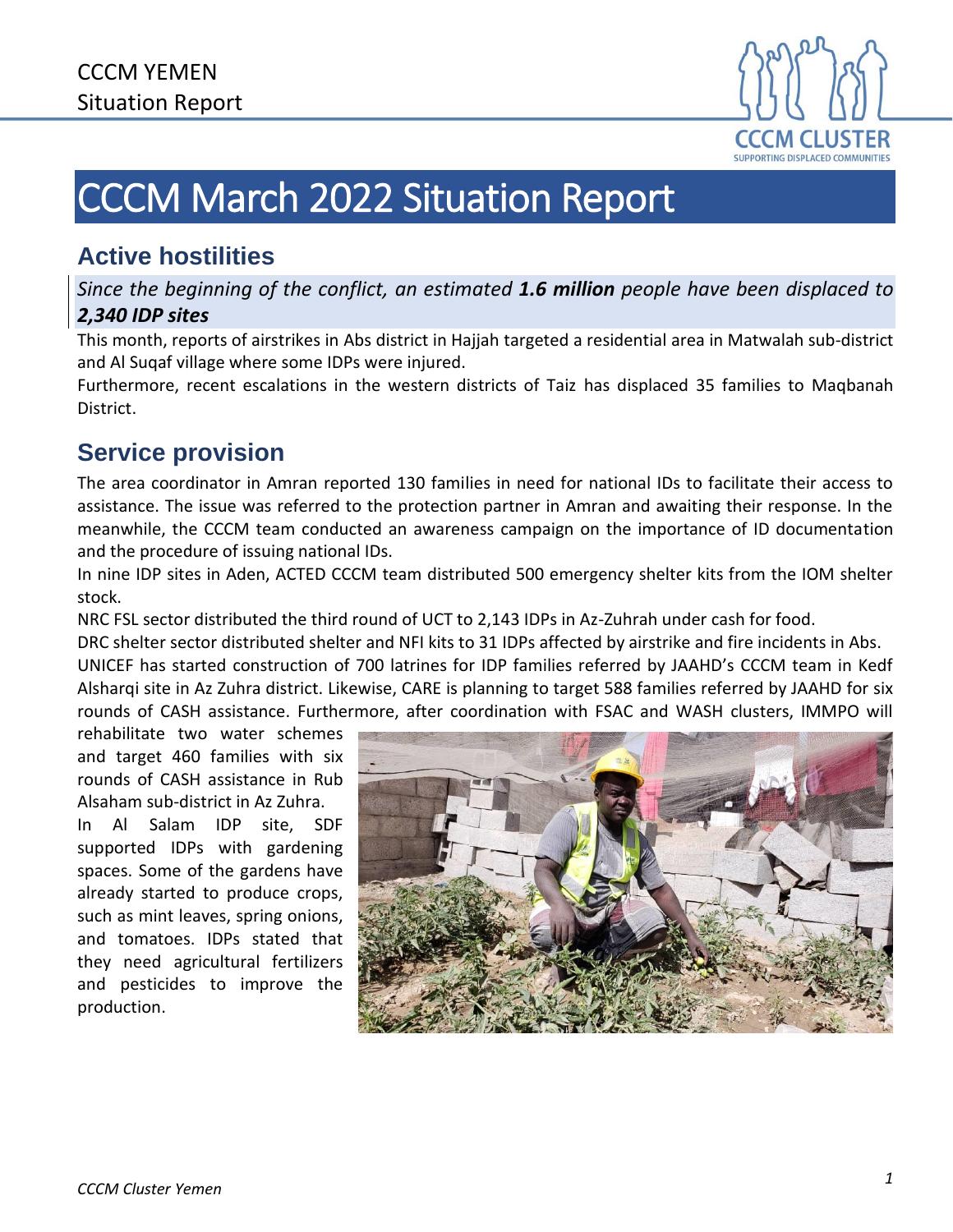CCCM YEMEN
Situation Report

# CCCM March 2022 Situation Report

## Active hostilities

*Since the beginning of the conflict, an estimated **1.6 million** people have been displaced to **2,340 IDP sites***

This month, reports of airstrikes in Abs district in Hajjah targeted a residential area in Matwalah sub-district and Al Suqaf village where some IDPs were injured.

Furthermore, recent escalations in the western districts of Taiz has displaced 35 families to Maqbanah District.

## Service provision

The area coordinator in Amran reported 130 families in need for national IDs to facilitate their access to assistance. The issue was referred to the protection partner in Amran and awaiting their response. In the meanwhile, the CCCM team conducted an awareness campaign on the importance of ID documentation and the procedure of issuing national IDs.

In nine IDP sites in Aden, ACTED CCCM team distributed 500 emergency shelter kits from the IOM shelter stock.

NRC FSL sector distributed the third round of UCT to 2,143 IDPs in Az-Zuhrah under cash for food.

DRC shelter sector distributed shelter and NFI kits to 31 IDPs affected by airstrike and fire incidents in Abs.

UNICEF has started construction of 700 latrines for IDP families referred by JAAHD's CCCM team in Kedf Alsharqi site in Az Zuhra district. Likewise, CARE is planning to target 588 families referred by JAAHD for six rounds of CASH assistance. Furthermore, after coordination with FSAC and WASH clusters, IMMPO will rehabilitate two water schemes and target 460 families with six rounds of CASH assistance in Rub Alsaham sub-district in Az Zuhra.

In Al Salam IDP site, SDF supported IDPs with gardening spaces. Some of the gardens have already started to produce crops, such as mint leaves, spring onions, and tomatoes. IDPs stated that they need agricultural fertilizers and pesticides to improve the production.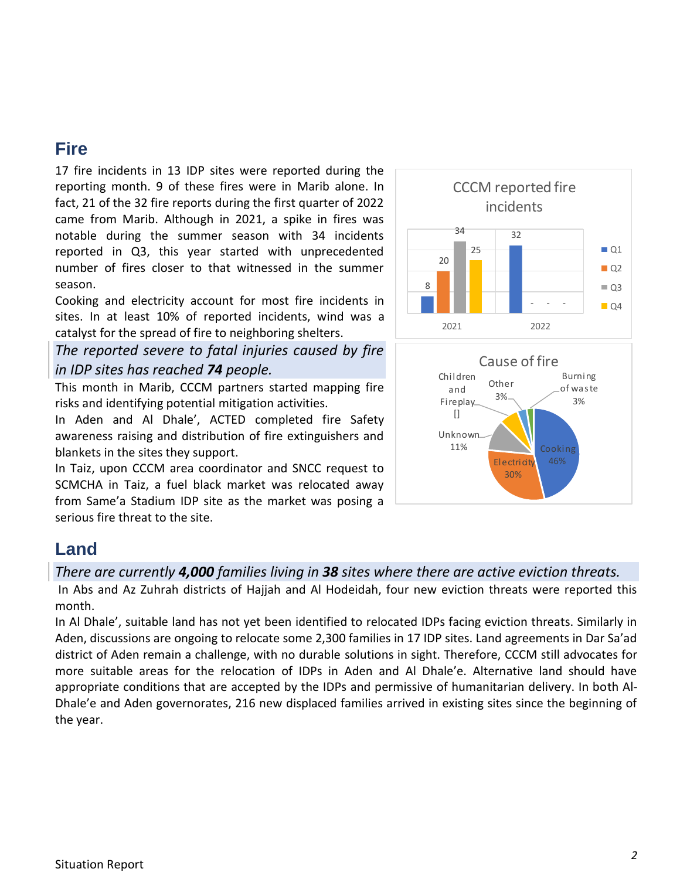## Fire

17 fire incidents in 13 IDP sites were reported during the reporting month. 9 of these fires were in Marib alone. In fact, 21 of the 32 fire reports during the first quarter of 2022 came from Marib. Although in 2021, a spike in fires was notable during the summer season with 34 incidents reported in Q3, this year started with unprecedented number of fires closer to that witnessed in the summer season.

Cooking and electricity account for most fire incidents in sites. In at least 10% of reported incidents, wind was a catalyst for the spread of fire to neighboring shelters.

*The reported severe to fatal injuries caused by fire in IDP sites has reached **74** people.*

This month in Marib, CCCM partners started mapping fire risks and identifying potential mitigation activities.

In Aden and Al Dhale', ACTED completed fire Safety awareness raising and distribution of fire extinguishers and blankets in the sites they support.

In Taiz, upon CCCM area coordinator and SNCC request to SCMCHA in Taiz, a fuel black market was relocated away from Same'a Stadium IDP site as the market was posing a serious fire threat to the site.

**CCCM reported fire incidents**

| | Q1 | Q2 | Q3 | Q4 |
|---|---|---|---|---|
| 2021 | 8 | 20 | 34 | 25 |
| 2022 | 32 | - | - | - |

**Cause of fire**

| Cause | Share |
|---|---|
| Cooking | 46% |
| Electricity | 30% |
| Unknown | 11% |
| Children and Fireplay | [] |
| Other | 3% |
| Burning of waste | 3% |

## Land

*There are currently **4,000** families living in **38** sites where there are active eviction threats.*

In Abs and Az Zuhrah districts of Hajjah and Al Hodeidah, four new eviction threats were reported this month.

In Al Dhale', suitable land has not yet been identified to relocated IDPs facing eviction threats. Similarly in Aden, discussions are ongoing to relocate some 2,300 families in 17 IDP sites. Land agreements in Dar Sa'ad district of Aden remain a challenge, with no durable solutions in sight. Therefore, CCCM still advocates for more suitable areas for the relocation of IDPs in Aden and Al Dhale'e. Alternative land should have appropriate conditions that are accepted by the IDPs and permissive of humanitarian delivery. In both Al-Dhale'e and Aden governorates, 216 new displaced families arrived in existing sites since the beginning of the year.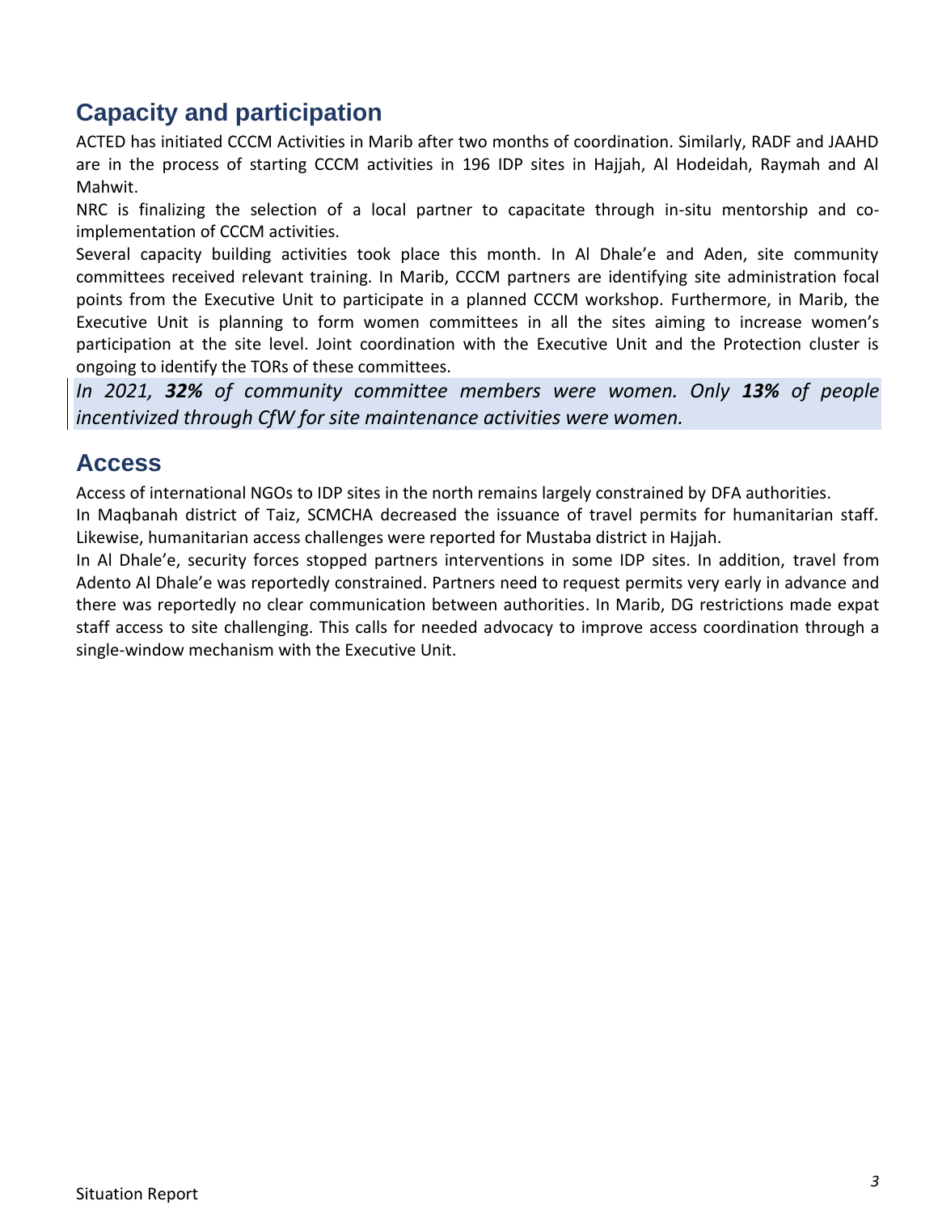## Capacity and participation

ACTED has initiated CCCM Activities in Marib after two months of coordination. Similarly, RADF and JAAHD are in the process of starting CCCM activities in 196 IDP sites in Hajjah, Al Hodeidah, Raymah and Al Mahwit.

NRC is finalizing the selection of a local partner to capacitate through in-situ mentorship and co-implementation of CCCM activities.

Several capacity building activities took place this month. In Al Dhale'e and Aden, site community committees received relevant training. In Marib, CCCM partners are identifying site administration focal points from the Executive Unit to participate in a planned CCCM workshop. Furthermore, in Marib, the Executive Unit is planning to form women committees in all the sites aiming to increase women's participation at the site level. Joint coordination with the Executive Unit and the Protection cluster is ongoing to identify the TORs of these committees.

*In 2021, **32%** of community committee members were women. Only **13%** of people incentivized through CfW for site maintenance activities were women.*

## Access

Access of international NGOs to IDP sites in the north remains largely constrained by DFA authorities.

In Maqbanah district of Taiz, SCMCHA decreased the issuance of travel permits for humanitarian staff. Likewise, humanitarian access challenges were reported for Mustaba district in Hajjah.

In Al Dhale'e, security forces stopped partners interventions in some IDP sites. In addition, travel from Adento Al Dhale'e was reportedly constrained. Partners need to request permits very early in advance and there was reportedly no clear communication between authorities. In Marib, DG restrictions made expat staff access to site challenging. This calls for needed advocacy to improve access coordination through a single-window mechanism with the Executive Unit.